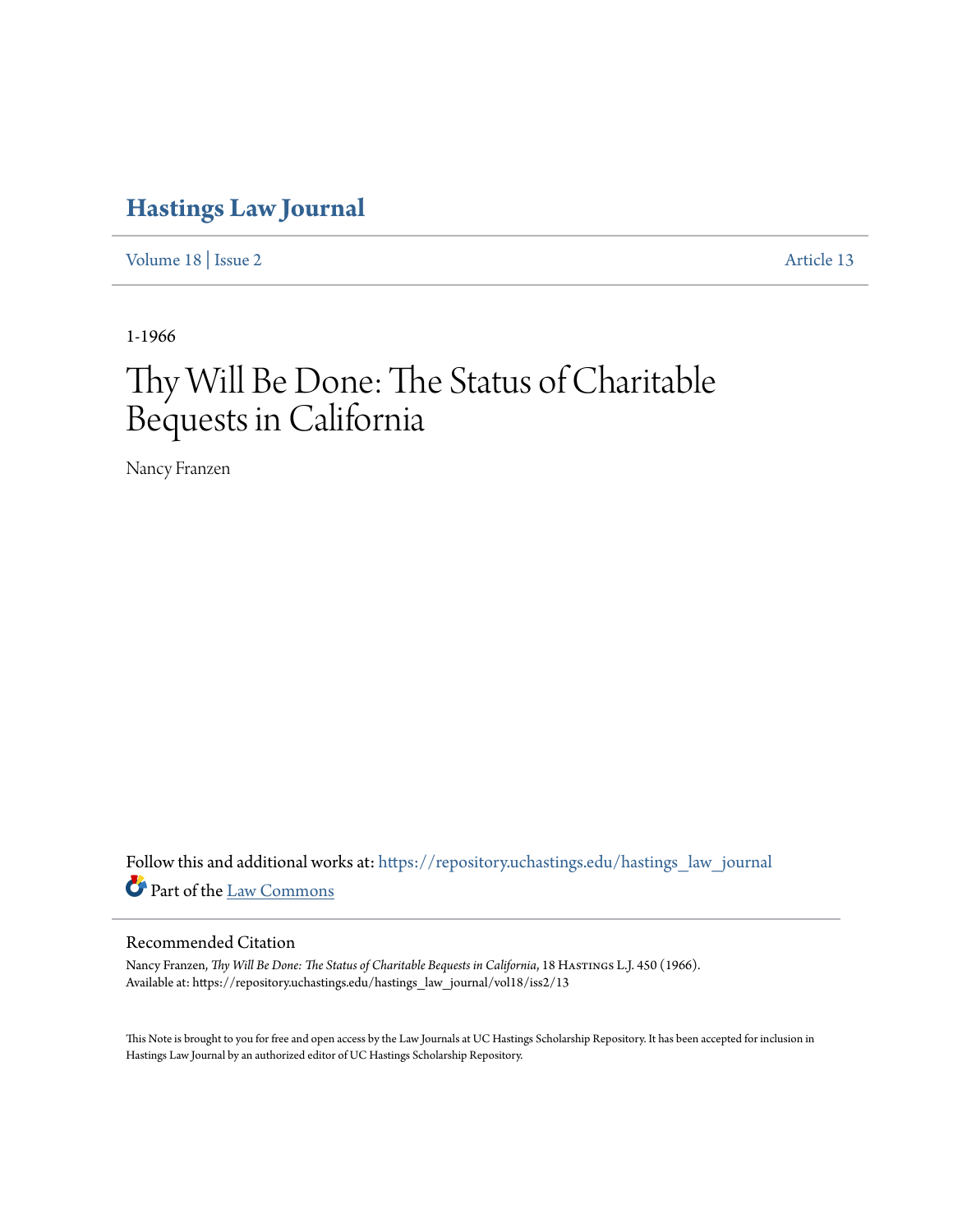# Hastings Law Journal

Volume 18 | Issue 2 Article 13

1-1966

# Thy Will Be Done: The Status of Charitable Bequests in California

Nancy Franzen

Follow this and additional works at: https://repository.uchastings.edu/hastings_law_journal

Part of the Law Commons

## Recommended Citation

Nancy Franzen, *Thy Will Be Done: The Status of Charitable Bequests in California*, 18 Hastings L.J. 450 (1966).
Available at: https://repository.uchastings.edu/hastings_law_journal/vol18/iss2/13

This Note is brought to you for free and open access by the Law Journals at UC Hastings Scholarship Repository. It has been accepted for inclusion in Hastings Law Journal by an authorized editor of UC Hastings Scholarship Repository.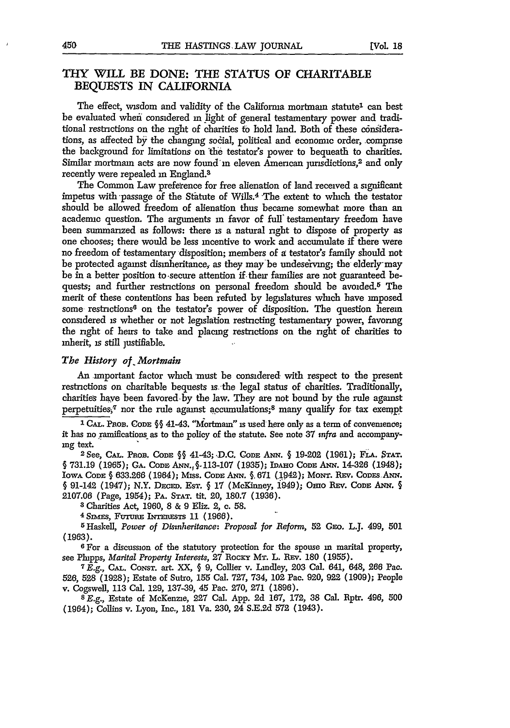## THY WILL BE DONE: THE STATUS OF CHARITABLE BEQUESTS IN CALIFORNIA

The effect, wisdom and validity of the California mortmain statute[1] can best be evaluated when considered in light of general testamentary power and traditional restrictions on the right of charities to hold land. Both of these considerations, as affected by the changing social, political and economic order, comprise the background for limitations on the testator's power to bequeath to charities. Similar mortmain acts are now found in eleven American jurisdictions,[2] and only recently were repealed in England.[3]

The Common Law preference for free alienation of land received a significant impetus with passage of the Statute of Wills.[4] The extent to which the testator should be allowed freedom of alienation thus became somewhat more than an academic question. The arguments in favor of full testamentary freedom have been summarized as follows: there is a natural right to dispose of property as one chooses; there would be less incentive to work and accumulate if there were no freedom of testamentary disposition; members of a testator's family should not be protected against disinheritance, as they may be undeserving; the elderly may be in a better position to secure attention if their families are not guaranteed bequests; and further restrictions on personal freedom should be avoided.[5] The merit of these contentions has been refuted by legislatures which have imposed some restrictions[6] on the testator's power of disposition. The question herein considered is whether or not legislation restricting testamentary power, favoring the right of heirs to take and placing restrictions on the right of charities to inherit, is still justifiable.

### *The History of Mortmain*

An important factor which must be considered with respect to the present restrictions on charitable bequests is the legal status of charities. Traditionally, charities have been favored by the law. They are not bound by the rule against perpetuities;[7] nor the rule against accumulations;[8] many qualify for tax exempt

---

1 CAL. PROB. CODE §§ 41-43. "Mortmain" is used here only as a term of convenience; it has no ramifications as to the policy of the statute. See note 37 *infra* and accompanying text.

2 See, CAL. PROB. CODE §§ 41-43; D.C. CODE ANN. § 19-202 (1961); FLA. STAT. § 731.19 (1965); GA. CODE ANN., § 113-107 (1935); IDAHO CODE ANN. 14-326 (1948); IOWA CODE § 633.266 (1964); MISS. CODE ANN. § 671 (1942); MONT. REV. CODES ANN. § 91-142 (1947); N.Y. DECED. EST. § 17 (McKinney, 1949); OHIO REV. CODE ANN. § 2107.06 (Page, 1954); PA. STAT. tit. 20, 180.7 (1936).

3 Charities Act, 1960, 8 & 9 Eliz. 2, c. 58.

4 SIMES, FUTURE INTERESTS 11 (1966).

5 Haskell, *Power of Disinheritance: Proposal for Reform*, 52 GEO. L.J. 499, 501 (1963).

6 For a discussion of the statutory protection for the spouse in marital property, see Phipps, *Marital Property Interests*, 27 ROCKY MT. L. REV. 180 (1955).

7 *E.g.*, CAL. CONST. art. XX, § 9, Collier v. Lindley, 203 Cal. 641, 648, 266 Pac. 526, 528 (1928); Estate of Sutro, 155 Cal. 727, 734, 102 Pac. 920, 922 (1909); People v. Cogswell, 113 Cal. 129, 137-39, 45 Pac. 270, 271 (1896).

8 *E.g.*, Estate of McKenzie, 227 Cal. App. 2d 167, 172, 38 Cal. Rptr. 496, 500 (1964); Collins v. Lyon, Inc., 181 Va. 230, 24 S.E.2d 572 (1943).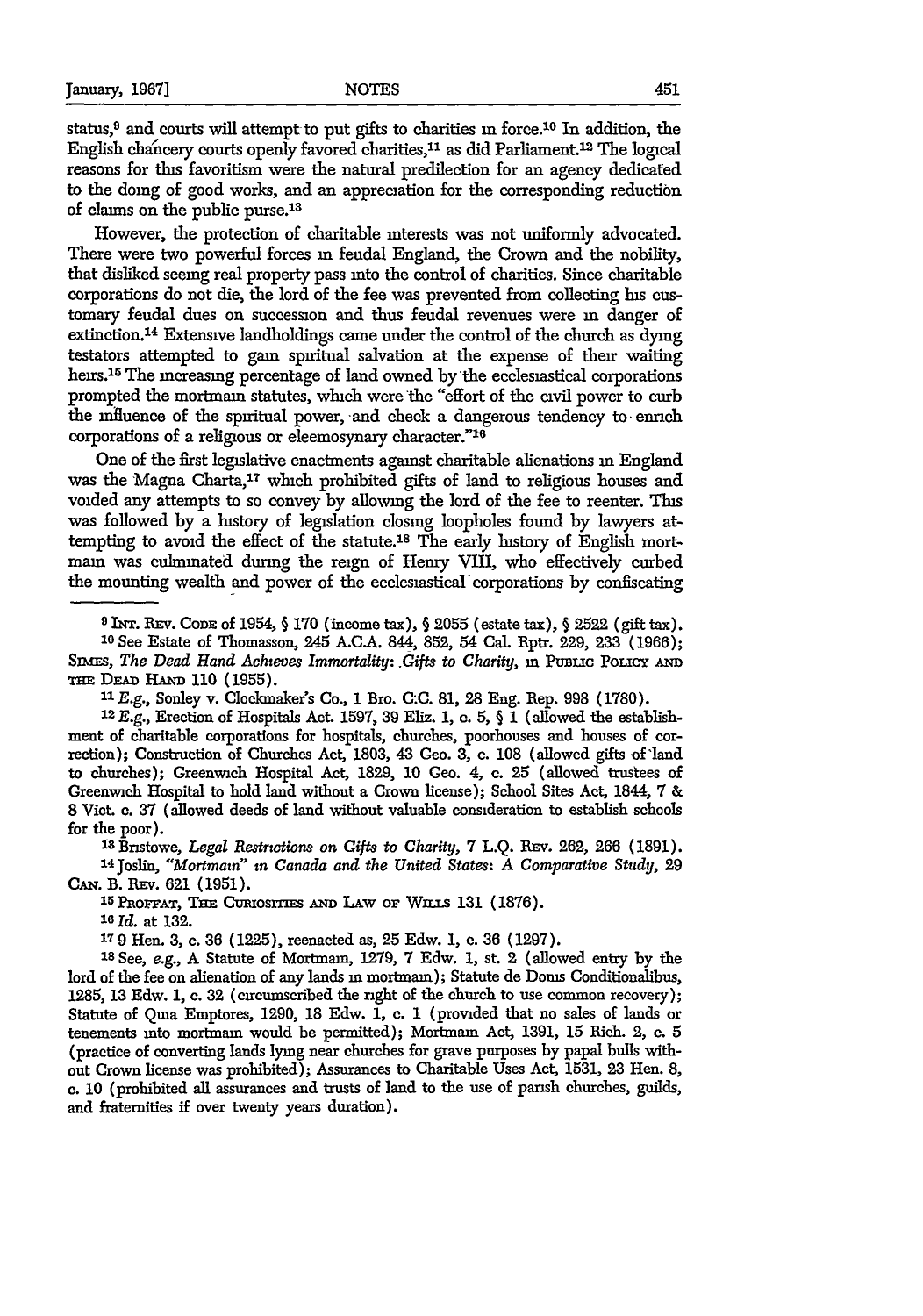status,[9] and courts will attempt to put gifts to charities in force.[10] In addition, the English chancery courts openly favored charities,[11] as did Parliament.[12] The logical reasons for this favoritism were the natural predilection for an agency dedicated to the doing of good works, and an appreciation for the corresponding reduction of claims on the public purse.[13]

However, the protection of charitable interests was not uniformly advocated. There were two powerful forces in feudal England, the Crown and the nobility, that disliked seeing real property pass into the control of charities. Since charitable corporations do not die, the lord of the fee was prevented from collecting his customary feudal dues on succession and thus feudal revenues were in danger of extinction.[14] Extensive landholdings came under the control of the church as dying testators attempted to gain spiritual salvation at the expense of their waiting heirs.[15] The increasing percentage of land owned by the ecclesiastical corporations prompted the mortmain statutes, which were the "effort of the civil power to curb the influence of the spiritual power, and check a dangerous tendency to enrich corporations of a religious or eleemosynary character."[16]

One of the first legislative enactments against charitable alienations in England was the Magna Charta,[17] which prohibited gifts of land to religious houses and voided any attempts to so convey by allowing the lord of the fee to reenter. This was followed by a history of legislation closing loopholes found by lawyers attempting to avoid the effect of the statute.[18] The early history of English mortmain was culminated during the reign of Henry VIII, who effectively curbed the mounting wealth and power of the ecclesiastical corporations by confiscating

---

[9] INT. REV. CODE of 1954, § 170 (income tax), § 2055 (estate tax), § 2522 (gift tax).

[10] See Estate of Thomasson, 245 A.C.A. 844, 852, 54 Cal. Rptr. 229, 233 (1966); SIMES, *The Dead Hand Achieves Immortality: Gifts to Charity*, in PUBLIC POLICY AND THE DEAD HAND 110 (1955).

[11] *E.g.*, Sonley v. Clockmaker's Co., 1 Bro. C.C. 81, 28 Eng. Rep. 998 (1780).

[12] *E.g.*, Erection of Hospitals Act. 1597, 39 Eliz. 1, c. 5, § 1 (allowed the establishment of charitable corporations for hospitals, churches, poorhouses and houses of correction); Construction of Churches Act, 1803, 43 Geo. 3, c. 108 (allowed gifts of land to churches); Greenwich Hospital Act, 1829, 10 Geo. 4, c. 25 (allowed trustees of Greenwich Hospital to hold land without a Crown license); School Sites Act, 1844, 7 & 8 Vict. c. 37 (allowed deeds of land without valuable consideration to establish schools for the poor).

[13] Bristowe, *Legal Restrictions on Gifts to Charity*, 7 L.Q. REV. 262, 266 (1891).

[14] Joslin, *"Mortmain" in Canada and the United States: A Comparative Study*, 29 CAN. B. REV. 621 (1951).

[15] PROFFAT, THE CURIOSITIES AND LAW OF WILLS 131 (1876).

[16] *Id.* at 132.

[17] 9 Hen. 3, c. 36 (1225), reenacted as, 25 Edw. 1, c. 36 (1297).

[18] See, *e.g.*, A Statute of Mortmain, 1279, 7 Edw. 1, st. 2 (allowed entry by the lord of the fee on alienation of any lands in mortmain); Statute de Donis Conditionalibus, 1285, 13 Edw. 1, c. 32 (circumscribed the right of the church to use common recovery); Statute of Quia Emptores, 1290, 18 Edw. 1, c. 1 (provided that no sales of lands or tenements into mortmain would be permitted); Mortmain Act, 1391, 15 Rich. 2, c. 5 (practice of converting lands lying near churches for grave purposes by papal bulls without Crown license was prohibited); Assurances to Charitable Uses Act, 1531, 23 Hen. 8, c. 10 (prohibited all assurances and trusts of land to the use of parish churches, guilds, and fraternities if over twenty years duration).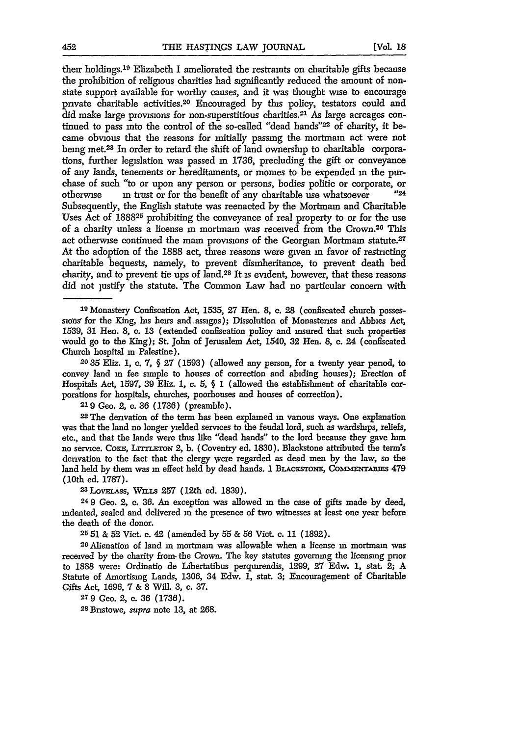their holdings.[19] Elizabeth I ameliorated the restraints on charitable gifts because the prohibition of religious charities had significantly reduced the amount of non-state support available for worthy causes, and it was thought wise to encourage private charitable activities.[20] Encouraged by this policy, testators could and did make large provisions for non-superstitious charities.[21] As large acreages continued to pass into the control of the so-called "dead hands"[22] of charity, it became obvious that the reasons for initially passing the mortmain act were not being met.[23] In order to retard the shift of land ownership to charitable corporations, further legislation was passed in 1736, precluding the gift or conveyance of any lands, tenements or hereditaments, or monies to be expended in the purchase of such "to or upon any person or persons, bodies politic or corporate, or otherwise in trust or for the benefit of any charitable use whatsoever "[24] Subsequently, the English statute was reenacted by the Mortmain and Charitable Uses Act of 1888[25] prohibiting the conveyance of real property to or for the use of a charity unless a license in mortmain was received from the Crown.[26] This act otherwise continued the main provisions of the Georgian Mortmain statute.[27] At the adoption of the 1888 act, three reasons were given in favor of restricting charitable bequests, namely, to prevent disinheritance, to prevent death bed charity, and to prevent tie ups of land.[28] It is evident, however, that these reasons did not justify the statute. The Common Law had no particular concern with

---

[19] Monastery Confiscation Act, 1535, 27 Hen. 8, c. 28 (confiscated church possessions for the King, his heirs and assigns); Dissolution of Monasteries and Abbies Act, 1539, 31 Hen. 8, c. 13 (extended confiscation policy and insured that such properties would go to the King); St. John of Jerusalem Act, 1540, 32 Hen. 8, c. 24 (confiscated Church hospital in Palestine).

[20] 35 Eliz. 1, c. 7, § 27 (1593) (allowed any person, for a twenty year period, to convey land in fee simple to houses of correction and abiding houses); Erection of Hospitals Act, 1597, 39 Eliz. 1, c. 5, § 1 (allowed the establishment of charitable corporations for hospitals, churches, poorhouses and houses of correction).

[21] 9 Geo. 2, c. 36 (1736) (preamble).

[22] The derivation of the term has been explained in various ways. One explanation was that the land no longer yielded services to the feudal lord, such as wardships, reliefs, etc., and that the lands were thus like "dead hands" to the lord because they gave him no service. COKE, LITTLETON 2, b. (Coventry ed. 1830). Blackstone attributed the term's derivation to the fact that the clergy were regarded as dead men by the law, so the land held by them was in effect held by dead hands. 1 BLACKSTONE, COMMENTARIES 479 (10th ed. 1787).

[23] LOVELASS, WILLS 257 (12th ed. 1839).

[24] 9 Geo. 2, c. 36. An exception was allowed in the case of gifts made by deed, indented, sealed and delivered in the presence of two witnesses at least one year before the death of the donor.

[25] 51 & 52 Vict. c. 42 (amended by 55 & 56 Vict. c. 11 (1892).

[26] Alienation of land in mortmain was allowable when a license in mortmain was received by the charity from the Crown. The key statutes governing the licensing prior to 1888 were: Ordinatio de Libertatibus perquirendis, 1299, 27 Edw. 1, stat. 2; A Statute of Amortising Lands, 1306, 34 Edw. 1, stat. 3; Encouragement of Charitable Gifts Act, 1696, 7 & 8 Will. 3, c. 37.

[27] 9 Geo. 2, c. 36 (1736).

[28] Bristowe, *supra* note 13, at 268.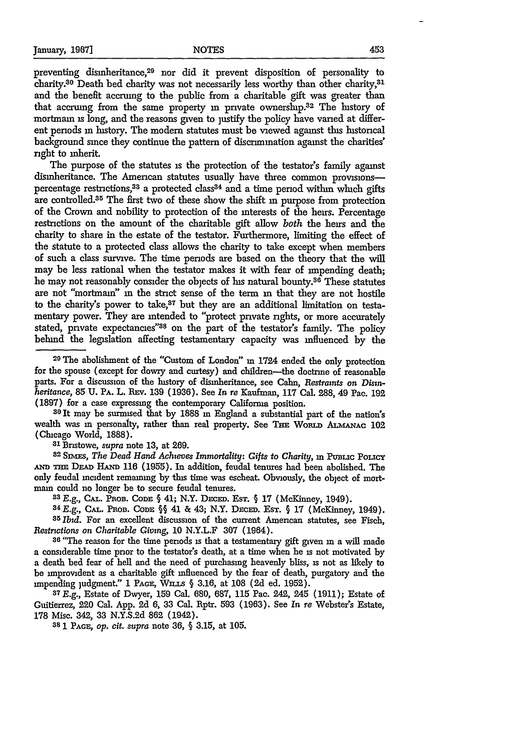preventing disinheritance,[29] nor did it prevent disposition of personality to charity.[30] Death bed charity was not necessarily less worthy than other charity,[31] and the benefit accruing to the public from a charitable gift was greater than that accruing from the same property in private ownership.[32] The history of mortmain is long, and the reasons given to justify the policy have varied at different periods in history. The modern statutes must be viewed against this historical background since they continue the pattern of discrimination against the charities' right to inherit.

The purpose of the statutes is the protection of the testator's family against disinheritance. The American statutes usually have three common provisions—percentage restrictions,[33] a protected class[34] and a time period within which gifts are controlled.[35] The first two of these show the shift in purpose from protection of the Crown and nobility to protection of the interests of the heirs. Percentage restrictions on the amount of the charitable gift allow *both* the heirs and the charity to share in the estate of the testator. Furthermore, limiting the effect of the statute to a protected class allows the charity to take except when members of such a class survive. The time periods are based on the theory that the will may be less rational when the testator makes it with fear of impending death; he may not reasonably consider the objects of his natural bounty.[36] These statutes are not "mortmain" in the strict sense of the term in that they are not hostile to the charity's power to take,[37] but they are an additional limitation on testamentary power. They are intended to "protect private rights, or more accurately stated, private expectancies"[38] on the part of the testator's family. The policy behind the legislation affecting testamentary capacity was influenced by the

---

[29] The abolishment of the "Custom of London" in 1724 ended the only protection for the spouse (except for dowry and curtesy) and children—the doctrine of reasonable parts. For a discussion of the history of disinheritance, see Cahn, *Restraints on Disinheritance*, 85 U. PA. L. REV. 139 (1936). See *In re* Kaufman, 117 Cal. 288, 49 Pac. 192 (1897) for a case expressing the contemporary California position.

[30] It may be surmised that by 1888 in England a substantial part of the nation's wealth was in personalty, rather than real property. See THE WORLD ALMANAC 102 (Chicago World, 1888).

[31] Bristowe, *supra* note 13, at 269.

[32] SIMES, *The Dead Hand Achieves Immortality: Gifts to Charity*, in PUBLIC POLICY AND THE DEAD HAND 116 (1955). In addition, feudal tenures had been abolished. The only feudal incident remaining by this time was escheat. Obviously, the object of mortmain could no longer be to secure feudal tenures.

[33] *E.g.*, CAL. PROB. CODE § 41; N.Y. DECED. EST. § 17 (McKinney, 1949).

[34] *E.g.*, CAL. PROB. CODE §§ 41 & 43; N.Y. DECED. EST. § 17 (McKinney, 1949).

[35] *Ibid.* For an excellent discussion of the current American statutes, see Fisch, *Restrictions on Charitable Giving*, 10 N.Y.L.F 307 (1964).

[36] "The reason for the time periods is that a testamentary gift given in a will made a considerable time prior to the testator's death, at a time when he is not motivated by a death bed fear of hell and the need of purchasing heavenly bliss, is not as likely to be improvident as a charitable gift influenced by the fear of death, purgatory and the impending judgment." 1 PAGE, WILLS § 3.16, at 108 (2d ed. 1952).

[37] *E.g.*, Estate of Dwyer, 159 Cal. 680, 687, 115 Pac. 242, 245 (1911); Estate of Guitierrez, 220 Cal. App. 2d 6, 33 Cal. Rptr. 593 (1963). See *In re* Webster's Estate, 178 Misc. 342, 33 N.Y.S.2d 862 (1942).

[38] 1 PAGE, *op. cit. supra* note 36, § 3.15, at 105.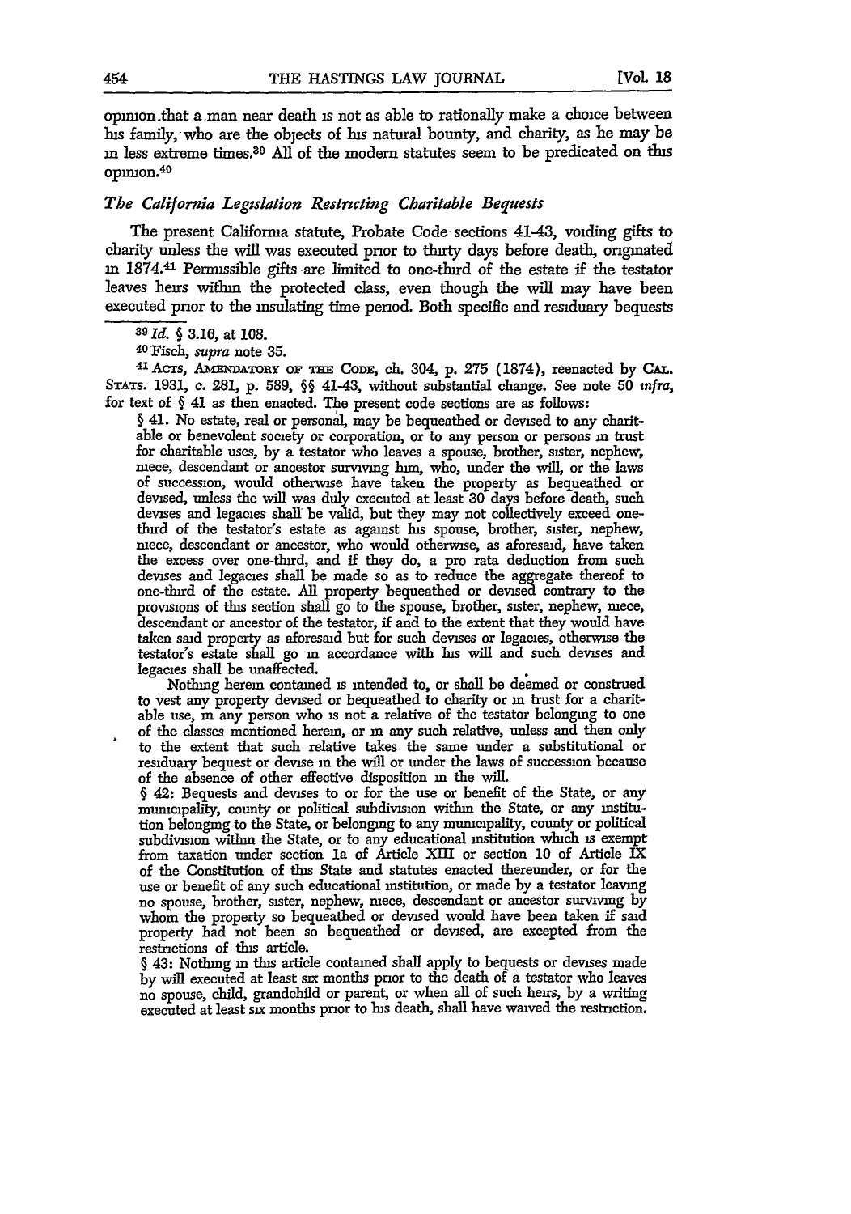opinion that a man near death is not as able to rationally make a choice between his family, who are the objects of his natural bounty, and charity, as he may be in less extreme times.[39] All of the modern statutes seem to be predicated on this opinion.[40]

### *The California Legislation Restricting Charitable Bequests*

The present California statute, Probate Code sections 41-43, voiding gifts to charity unless the will was executed prior to thirty days before death, originated in 1874.[41] Permissible gifts are limited to one-third of the estate if the testator leaves heirs within the protected class, even though the will may have been executed prior to the insulating time period. Both specific and residuary bequests

---

[39] *Id.* § 3.16, at 108.

[40] Fisch, *supra* note 35.

[41] ACTS, AMENDATORY OF THE CODE, ch. 304, p. 275 (1874), reenacted by CAL. STATS. 1931, c. 281, p. 589, §§ 41-43, without substantial change. See note 50 *infra*, for text of § 41 as then enacted. The present code sections are as follows:

§ 41. No estate, real or personal, may be bequeathed or devised to any charitable or benevolent society or corporation, or to any person or persons in trust for charitable uses, by a testator who leaves a spouse, brother, sister, nephew, niece, descendant or ancestor surviving him, who, under the will, or the laws of succession, would otherwise have taken the property as bequeathed or devised, unless the will was duly executed at least 30 days before death, such devises and legacies shall be valid, but they may not collectively exceed one-third of the testator's estate as against his spouse, brother, sister, nephew, niece, descendant or ancestor, who would otherwise, as aforesaid, have taken the excess over one-third, and if they do, a pro rata deduction from such devises and legacies shall be made so as to reduce the aggregate thereof to one-third of the estate. All property bequeathed or devised contrary to the provisions of this section shall go to the spouse, brother, sister, nephew, niece, descendant or ancestor of the testator, if and to the extent that they would have taken said property as aforesaid but for such devises or legacies, otherwise the testator's estate shall go in accordance with his will and such devises and legacies shall be unaffected.

Nothing herein contained is intended to, or shall be deemed or construed to vest any property devised or bequeathed to charity or in trust for a charitable use, in any person who is not a relative of the testator belonging to one of the classes mentioned herein, or in any such relative, unless and then only to the extent that such relative takes the same under a substitutional or residuary bequest or devise in the will or under the laws of succession because of the absence of other effective disposition in the will.

§ 42: Bequests and devises to or for the use or benefit of the State, or any municipality, county or political subdivision within the State, or any institution belonging to the State, or belonging to any municipality, county or political subdivision within the State, or to any educational institution which is exempt from taxation under section 1a of Article XIII or section 10 of Article IX of the Constitution of this State and statutes enacted thereunder, or for the use or benefit of any such educational institution, or made by a testator leaving no spouse, brother, sister, nephew, niece, descendant or ancestor surviving by whom the property so bequeathed or devised would have been taken if said property had not been so bequeathed or devised, are excepted from the restrictions of this article.

§ 43: Nothing in this article contained shall apply to bequests or devises made by will executed at least six months prior to the death of a testator who leaves no spouse, child, grandchild or parent, or when all of such heirs, by a writing executed at least six months prior to his death, shall have waived the restriction.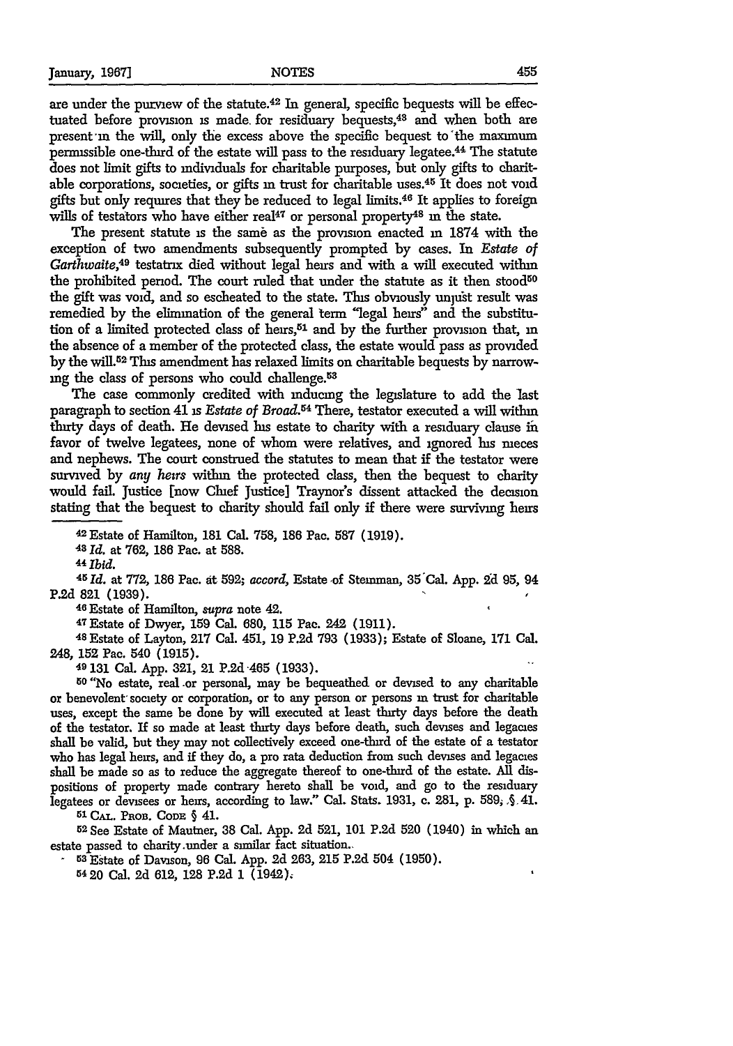are under the purview of the statute.[42] In general, specific bequests will be effectuated before provision is made for residuary bequests,[43] and when both are present in the will, only the excess above the specific bequest to the maximum permissible one-third of the estate will pass to the residuary legatee.[44] The statute does not limit gifts to individuals for charitable purposes, but only gifts to charitable corporations, societies, or gifts in trust for charitable uses.[45] It does not void gifts but only requires that they be reduced to legal limits.[46] It applies to foreign wills of testators who have either real[47] or personal property[48] in the state.

The present statute is the same as the provision enacted in 1874 with the exception of two amendments subsequently prompted by cases. In *Estate of Garthwaite*,[49] testatrix died without legal heirs and with a will executed within the prohibited period. The court ruled that under the statute as it then stood[50] the gift was void, and so escheated to the state. This obviously unjust result was remedied by the elimination of the general term "legal heirs" and the substitution of a limited protected class of heirs,[51] and by the further provision that, in the absence of a member of the protected class, the estate would pass as provided by the will.[52] This amendment has relaxed limits on charitable bequests by narrowing the class of persons who could challenge.[53]

The case commonly credited with inducing the legislature to add the last paragraph to section 41 is *Estate of Broad*.[54] There, testator executed a will within thirty days of death. He devised his estate to charity with a residuary clause in favor of twelve legatees, none of whom were relatives, and ignored his nieces and nephews. The court construed the statutes to mean that if the testator were survived by *any heirs* within the protected class, then the bequest to charity would fail. Justice [now Chief Justice] Traynor's dissent attacked the decision stating that the bequest to charity should fail only if there were surviving heirs

---

[42] Estate of Hamilton, 181 Cal. 758, 186 Pac. 587 (1919).

[43] *Id.* at 762, 186 Pac. at 588.

[44] *Ibid.*

[45] *Id.* at 772, 186 Pac. at 592; *accord*, Estate of Steinman, 35 Cal. App. 2d 95, 94 P.2d 821 (1939).

[46] Estate of Hamilton, *supra* note 42.

[47] Estate of Dwyer, 159 Cal. 680, 115 Pac. 242 (1911).

[48] Estate of Layton, 217 Cal. 451, 19 P.2d 793 (1933); Estate of Sloane, 171 Cal. 248, 152 Pac. 540 (1915).

[49] 131 Cal. App. 321, 21 P.2d 465 (1933).

[50] "No estate, real or personal, may be bequeathed or devised to any charitable or benevolent society or corporation, or to any person or persons in trust for charitable uses, except the same be done by will executed at least thirty days before the death of the testator. If so made at least thirty days before death, such devises and legacies shall be valid, but they may not collectively exceed one-third of the estate of a testator who has legal heirs, and if they do, a pro rata deduction from such devises and legacies shall be made so as to reduce the aggregate thereof to one-third of the estate. All dispositions of property made contrary hereto shall be void, and go to the residuary legatees or devisees or heirs, according to law." Cal. Stats. 1931, c. 281, p. 589, § 41.

[51] CAL. PROB. CODE § 41.

[52] See Estate of Mautner, 38 Cal. App. 2d 521, 101 P.2d 520 (1940) in which an estate passed to charity under a similar fact situation.

[53] Estate of Davison, 96 Cal. App. 2d 263, 215 P.2d 504 (1950).

[54] 20 Cal. 2d 612, 128 P.2d 1 (1942).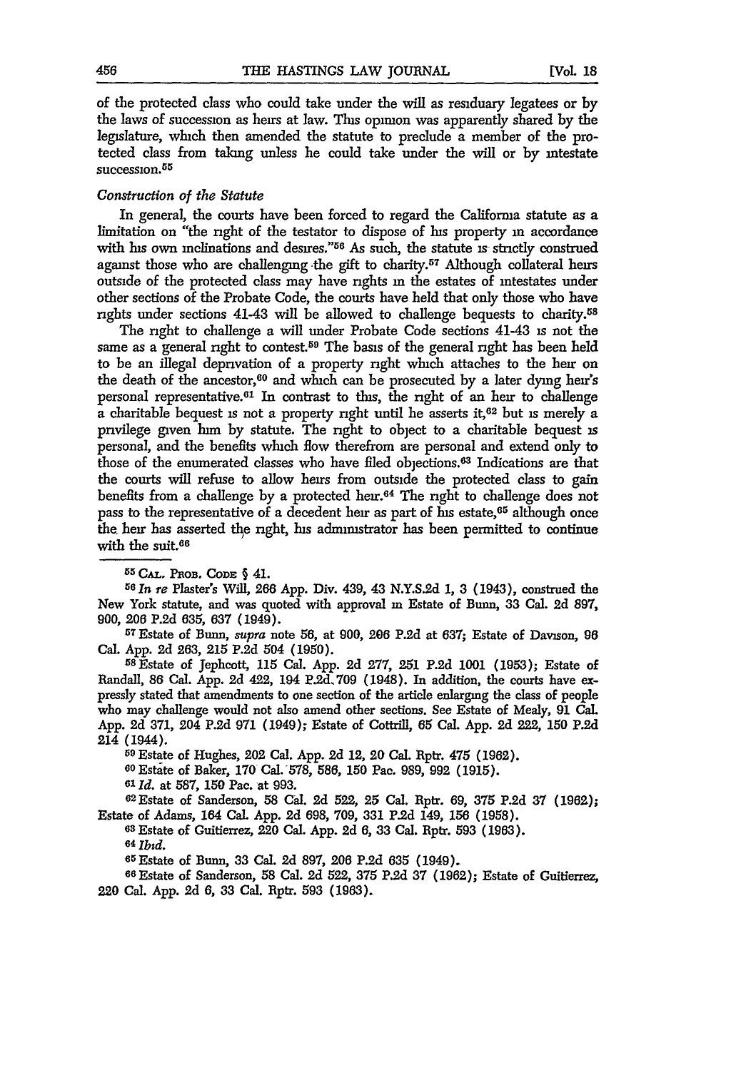of the protected class who could take under the will as residuary legatees or by the laws of succession as heirs at law. This opinion was apparently shared by the legislature, which then amended the statute to preclude a member of the protected class from taking unless he could take under the will or by intestate succession.[55]

*Construction of the Statute*

In general, the courts have been forced to regard the California statute as a limitation on "the right of the testator to dispose of his property in accordance with his own inclinations and desires."[56] As such, the statute is strictly construed against those who are challenging the gift to charity.[57] Although collateral heirs outside of the protected class may have rights in the estates of intestates under other sections of the Probate Code, the courts have held that only those who have rights under sections 41-43 will be allowed to challenge bequests to charity.[58]

The right to challenge a will under Probate Code sections 41-43 is not the same as a general right to contest.[59] The basis of the general right has been held to be an illegal deprivation of a property right which attaches to the heir on the death of the ancestor,[60] and which can be prosecuted by a later dying heir's personal representative.[61] In contrast to this, the right of an heir to challenge a charitable bequest is not a property right until he asserts it,[62] but is merely a privilege given him by statute. The right to object to a charitable bequest is personal, and the benefits which flow therefrom are personal and extend only to those of the enumerated classes who have filed objections.[63] Indications are that the courts will refuse to allow heirs from outside the protected class to gain benefits from a challenge by a protected heir.[64] The right to challenge does not pass to the representative of a decedent heir as part of his estate,[65] although once the heir has asserted the right, his administrator has been permitted to continue with the suit.[66]

---

[55] CAL. PROB. CODE § 41.

[56] *In re* Plaster's Will, 266 App. Div. 439, 43 N.Y.S.2d 1, 3 (1943), construed the New York statute, and was quoted with approval in Estate of Bunn, 33 Cal. 2d 897, 900, 206 P.2d 635, 637 (1949).

[57] Estate of Bunn, *supra* note 56, at 900, 206 P.2d at 637; Estate of Davison, 96 Cal. App. 2d 263, 215 P.2d 504 (1950).

[58] Estate of Jephcott, 115 Cal. App. 2d 277, 251 P.2d 1001 (1953); Estate of Randall, 86 Cal. App. 2d 422, 194 P.2d 709 (1948). In addition, the courts have expressly stated that amendments to one section of the article enlarging the class of people who may challenge would not also amend other sections. See Estate of Mealy, 91 Cal. App. 2d 371, 204 P.2d 971 (1949); Estate of Cottrill, 65 Cal. App. 2d 222, 150 P.2d 214 (1944).

[59] Estate of Hughes, 202 Cal. App. 2d 12, 20 Cal. Rptr. 475 (1962).

[60] Estate of Baker, 170 Cal. 578, 586, 150 Pac. 989, 992 (1915).

[61] *Id.* at 587, 150 Pac. at 993.

[62] Estate of Sanderson, 58 Cal. 2d 522, 25 Cal. Rptr. 69, 375 P.2d 37 (1962); Estate of Adams, 164 Cal. App. 2d 698, 709, 331 P.2d 149, 156 (1958).

[63] Estate of Guitierrez, 220 Cal. App. 2d 6, 33 Cal. Rptr. 593 (1963).

[64] *Ibid.*

[65] Estate of Bunn, 33 Cal. 2d 897, 206 P.2d 635 (1949).

[66] Estate of Sanderson, 58 Cal. 2d 522, 375 P.2d 37 (1962); Estate of Guitierrez, 220 Cal. App. 2d 6, 33 Cal. Rptr. 593 (1963).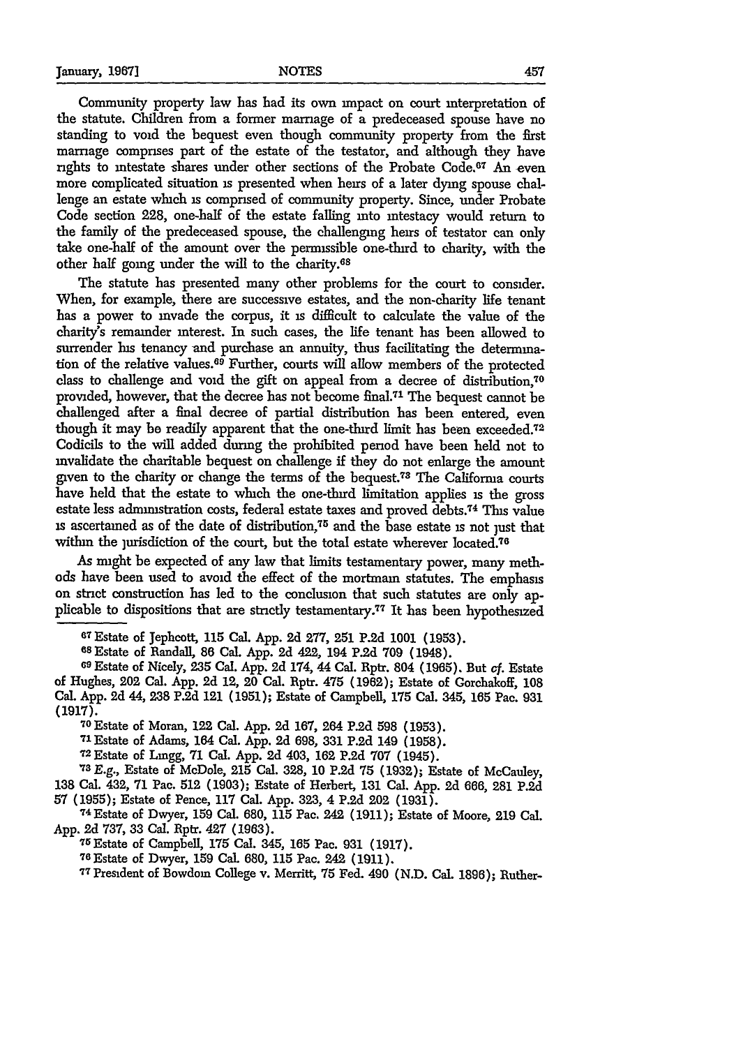Community property law has had its own impact on court interpretation of the statute. Children from a former marriage of a predeceased spouse have no standing to void the bequest even though community property from the first marriage comprises part of the estate of the testator, and although they have rights to intestate shares under other sections of the Probate Code.[67] An even more complicated situation is presented when heirs of a later dying spouse challenge an estate which is comprised of community property. Since, under Probate Code section 228, one-half of the estate falling into intestacy would return to the family of the predeceased spouse, the challenging heirs of testator can only take one-half of the amount over the permissible one-third to charity, with the other half going under the will to the charity.[68]

The statute has presented many other problems for the court to consider. When, for example, there are successive estates, and the non-charity life tenant has a power to invade the corpus, it is difficult to calculate the value of the charity's remainder interest. In such cases, the life tenant has been allowed to surrender his tenancy and purchase an annuity, thus facilitating the determination of the relative values.[69] Further, courts will allow members of the protected class to challenge and void the gift on appeal from a decree of distribution,[70] provided, however, that the decree has not become final.[71] The bequest cannot be challenged after a final decree of partial distribution has been entered, even though it may be readily apparent that the one-third limit has been exceeded.[72] Codicils to the will added during the prohibited period have been held not to invalidate the charitable bequest on challenge if they do not enlarge the amount given to the charity or change the terms of the bequest.[73] The California courts have held that the estate to which the one-third limitation applies is the gross estate less administration costs, federal estate taxes and proved debts.[74] This value is ascertained as of the date of distribution,[75] and the base estate is not just that within the jurisdiction of the court, but the total estate wherever located.[76]

As might be expected of any law that limits testamentary power, many methods have been used to avoid the effect of the mortmain statutes. The emphasis on strict construction has led to the conclusion that such statutes are only applicable to dispositions that are strictly testamentary.[77] It has been hypothesized

---

[67] Estate of Jephcott, 115 Cal. App. 2d 277, 251 P.2d 1001 (1953).

[68] Estate of Randall, 86 Cal. App. 2d 422, 194 P.2d 709 (1948).

[69] Estate of Nicely, 235 Cal. App. 2d 174, 44 Cal. Rptr. 804 (1965). But *cf.* Estate of Hughes, 202 Cal. App. 2d 12, 20 Cal. Rptr. 475 (1962); Estate of Gorchakoff, 108 Cal. App. 2d 44, 238 P.2d 121 (1951); Estate of Campbell, 175 Cal. 345, 165 Pac. 931 (1917).

[70] Estate of Moran, 122 Cal. App. 2d 167, 264 P.2d 598 (1953).

[71] Estate of Adams, 164 Cal. App. 2d 698, 331 P.2d 149 (1958).

[72] Estate of Lingg, 71 Cal. App. 2d 403, 162 P.2d 707 (1945).

[73] *E.g.*, Estate of McDole, 215 Cal. 328, 10 P.2d 75 (1932); Estate of McCauley, 138 Cal. 432, 71 Pac. 512 (1903); Estate of Herbert, 131 Cal. App. 2d 666, 281 P.2d 57 (1955); Estate of Pence, 117 Cal. App. 323, 4 P.2d 202 (1931).

[74] Estate of Dwyer, 159 Cal. 680, 115 Pac. 242 (1911); Estate of Moore, 219 Cal. App. 2d 737, 33 Cal. Rptr. 427 (1963).

[75] Estate of Campbell, 175 Cal. 345, 165 Pac. 931 (1917).

[76] Estate of Dwyer, 159 Cal. 680, 115 Pac. 242 (1911).

[77] President of Bowdoin College v. Merritt, 75 Fed. 490 (N.D. Cal. 1896); Ruther-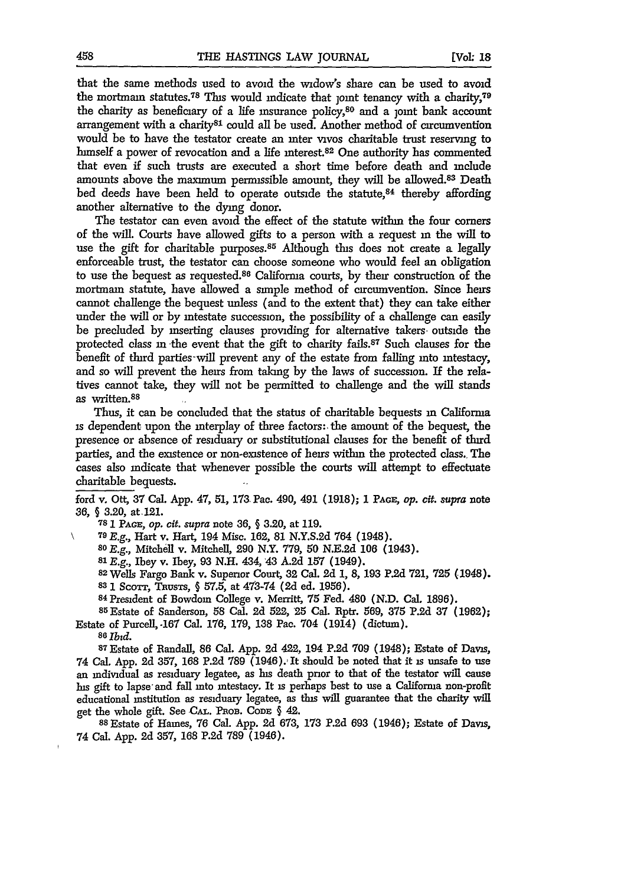that the same methods used to avoid the widow's share can be used to avoid the mortmain statutes.[78] This would indicate that joint tenancy with a charity,[79] the charity as beneficiary of a life insurance policy,[80] and a joint bank account arrangement with a charity[81] could all be used. Another method of circumvention would be to have the testator create an inter vivos charitable trust reserving to himself a power of revocation and a life interest.[82] One authority has commented that even if such trusts are executed a short time before death and include amounts above the maximum permissible amount, they will be allowed.[83] Death bed deeds have been held to operate outside the statute,[84] thereby affording another alternative to the dying donor.

The testator can even avoid the effect of the statute within the four corners of the will. Courts have allowed gifts to a person with a request in the will to use the gift for charitable purposes.[85] Although this does not create a legally enforceable trust, the testator can choose someone who would feel an obligation to use the bequest as requested.[86] California courts, by their construction of the mortmain statute, have allowed a simple method of circumvention. Since heirs cannot challenge the bequest unless (and to the extent that) they can take either under the will or by intestate succession, the possibility of a challenge can easily be precluded by inserting clauses providing for alternative takers outside the protected class in the event that the gift to charity fails.[87] Such clauses for the benefit of third parties will prevent any of the estate from falling into intestacy, and so will prevent the heirs from taking by the laws of succession. If the relatives cannot take, they will not be permitted to challenge and the will stands as written.[88]

Thus, it can be concluded that the status of charitable bequests in California is dependent upon the interplay of three factors: the amount of the bequest, the presence or absence of residuary or substitutional clauses for the benefit of third parties, and the existence or non-existence of heirs within the protected class. The cases also indicate that whenever possible the courts will attempt to effectuate charitable bequests.

---

ford v. Ott, 37 Cal. App. 47, 51, 173 Pac. 490, 491 (1918); 1 PAGE, *op. cit. supra* note 36, § 3.20, at 121.

78 1 PAGE, *op. cit. supra* note 36, § 3.20, at 119.

79 *E.g.*, Hart v. Hart, 194 Misc. 162, 81 N.Y.S.2d 764 (1948).

80 *E.g.*, Mitchell v. Mitchell, 290 N.Y. 779, 50 N.E.2d 106 (1943).

81 *E.g.*, Ibey v. Ibey, 93 N.H. 434, 43 A.2d 157 (1949).

82 Wells Fargo Bank v. Superior Court, 32 Cal. 2d 1, 8, 193 P.2d 721, 725 (1948).

83 1 SCOTT, TRUSTS, § 57.5, at 473-74 (2d ed. 1956).

84 President of Bowdoin College v. Merritt, 75 Fed. 480 (N.D. Cal. 1896).

85 Estate of Sanderson, 58 Cal. 2d 522, 25 Cal. Rptr. 569, 375 P.2d 37 (1962); Estate of Purcell, 167 Cal. 176, 179, 138 Pac. 704 (1914) (dictum).

86 *Ibid.*

87 Estate of Randall, 86 Cal. App. 2d 422, 194 P.2d 709 (1948); Estate of Davis, 74 Cal. App. 2d 357, 168 P.2d 789 (1946). It should be noted that it is unsafe to use an individual as residuary legatee, as his death prior to that of the testator will cause his gift to lapse and fall into intestacy. It is perhaps best to use a California non-profit educational institution as residuary legatee, as this will guarantee that the charity will get the whole gift. See CAL. PROB. CODE § 42.

88 Estate of Haines, 76 Cal. App. 2d 673, 173 P.2d 693 (1946); Estate of Davis, 74 Cal. App. 2d 357, 168 P.2d 789 (1946).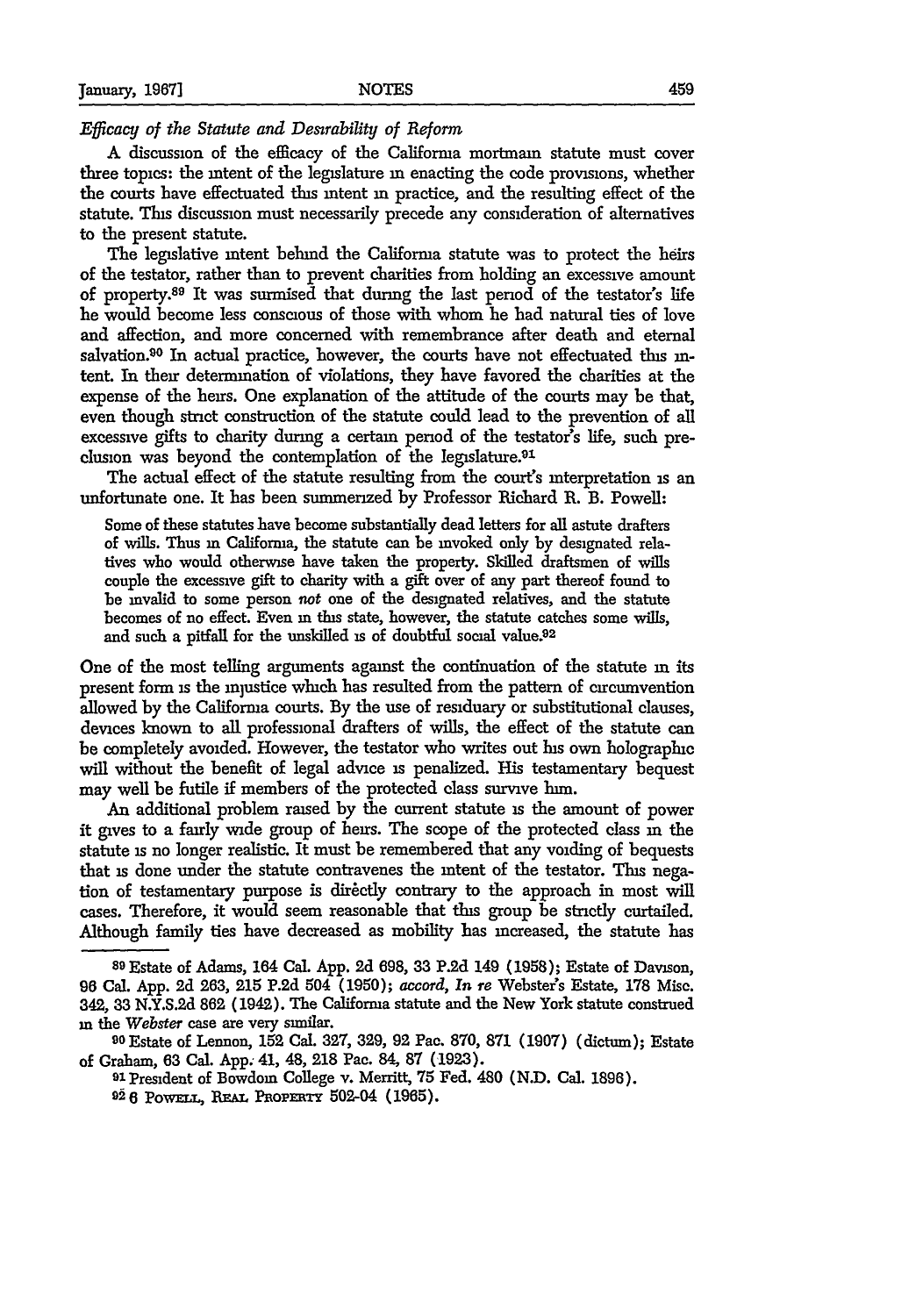*Efficacy of the Statute and Desirability of Reform*

A discussion of the efficacy of the California mortmain statute must cover three topics: the intent of the legislature in enacting the code provisions, whether the courts have effectuated this intent in practice, and the resulting effect of the statute. This discussion must necessarily precede any consideration of alternatives to the present statute.

The legislative intent behind the California statute was to protect the heirs of the testator, rather than to prevent charities from holding an excessive amount of property.[89] It was surmised that during the last period of the testator's life he would become less conscious of those with whom he had natural ties of love and affection, and more concerned with remembrance after death and eternal salvation.[90] In actual practice, however, the courts have not effectuated this intent. In their determination of violations, they have favored the charities at the expense of the heirs. One explanation of the attitude of the courts may be that, even though strict construction of the statute could lead to the prevention of all excessive gifts to charity during a certain period of the testator's life, such preclusion was beyond the contemplation of the legislature.[91]

The actual effect of the statute resulting from the court's interpretation is an unfortunate one. It has been summerized by Professor Richard R. B. Powell:

> Some of these statutes have become substantially dead letters for all astute drafters of wills. Thus in California, the statute can be invoked only by designated relatives who would otherwise have taken the property. Skilled draftsmen of wills couple the excessive gift to charity with a gift over of any part thereof found to be invalid to some person *not* one of the designated relatives, and the statute becomes of no effect. Even in this state, however, the statute catches some wills, and such a pitfall for the unskilled is of doubtful social value.[92]

One of the most telling arguments against the continuation of the statute in its present form is the injustice which has resulted from the pattern of circumvention allowed by the California courts. By the use of residuary or substitutional clauses, devices known to all professional drafters of wills, the effect of the statute can be completely avoided. However, the testator who writes out his own holographic will without the benefit of legal advice is penalized. His testamentary bequest may well be futile if members of the protected class survive him.

An additional problem raised by the current statute is the amount of power it gives to a fairly wide group of heirs. The scope of the protected class in the statute is no longer realistic. It must be remembered that any voiding of bequests that is done under the statute contravenes the intent of the testator. This negation of testamentary purpose is directly contrary to the approach in most will cases. Therefore, it would seem reasonable that this group be strictly curtailed. Although family ties have decreased as mobility has increased, the statute has

---

[89] Estate of Adams, 164 Cal. App. 2d 698, 33 P.2d 149 (1958); Estate of Davison, 96 Cal. App. 2d 263, 215 P.2d 504 (1950); *accord*, *In re* Webster's Estate, 178 Misc. 342, 33 N.Y.S.2d 862 (1942). The California statute and the New York statute construed in the *Webster* case are very similar.

[90] Estate of Lennon, 152 Cal. 327, 329, 92 Pac. 870, 871 (1907) (dictum); Estate of Graham, 63 Cal. App. 41, 48, 218 Pac. 84, 87 (1923).

[91] President of Bowdoin College v. Merritt, 75 Fed. 480 (N.D. Cal. 1896).

[92] 6 POWELL, REAL PROPERTY 502-04 (1965).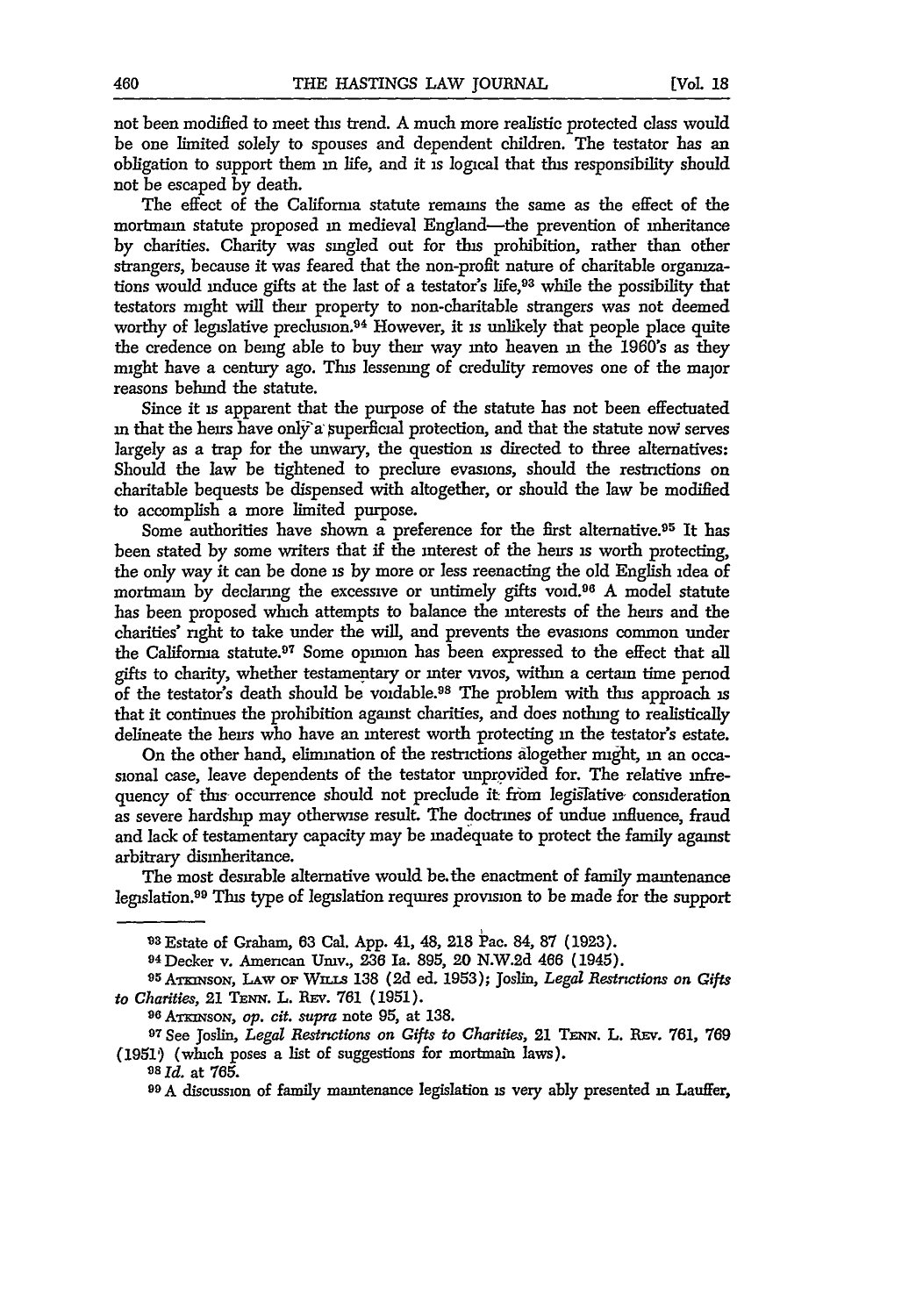not been modified to meet this trend. A much more realistic protected class would be one limited solely to spouses and dependent children. The testator has an obligation to support them in life, and it is logical that this responsibility should not be escaped by death.

The effect of the California statute remains the same as the effect of the mortmain statute proposed in medieval England—the prevention of inheritance by charities. Charity was singled out for this prohibition, rather than other strangers, because it was feared that the non-profit nature of charitable organizations would induce gifts at the last of a testator's life,[93] while the possibility that testators might will their property to non-charitable strangers was not deemed worthy of legislative preclusion.[94] However, it is unlikely that people place quite the credence on being able to buy their way into heaven in the 1960's as they might have a century ago. This lessening of credulity removes one of the major reasons behind the statute.

Since it is apparent that the purpose of the statute has not been effectuated in that the heirs have only a superficial protection, and that the statute now serves largely as a trap for the unwary, the question is directed to three alternatives: Should the law be tightened to preclure evasions, should the restrictions on charitable bequests be dispensed with altogether, or should the law be modified to accomplish a more limited purpose.

Some authorities have shown a preference for the first alternative.[95] It has been stated by some writers that if the interest of the heirs is worth protecting, the only way it can be done is by more or less reenacting the old English idea of mortmain by declaring the excessive or untimely gifts void.[96] A model statute has been proposed which attempts to balance the interests of the heirs and the charities' right to take under the will, and prevents the evasions common under the California statute.[97] Some opinion has been expressed to the effect that all gifts to charity, whether testamentary or inter vivos, within a certain time period of the testator's death should be voidable.[98] The problem with this approach is that it continues the prohibition against charities, and does nothing to realistically delineate the heirs who have an interest worth protecting in the testator's estate.

On the other hand, elimination of the restrictions alogether might, in an occasional case, leave dependents of the testator unprovided for. The relative infrequency of this occurrence should not preclude it from legislative consideration as severe hardship may otherwise result. The doctrines of undue influence, fraud and lack of testamentary capacity may be inadequate to protect the family against arbitrary disinheritance.

The most desirable alternative would be the enactment of family maintenance legislation.[99] This type of legislation requires provision to be made for the support

---

[93] Estate of Graham, 63 Cal. App. 41, 48, 218 Pac. 84, 87 (1923).

[94] Decker v. American Univ., 236 Ia. 895, 20 N.W.2d 466 (1945).

[95] ATKINSON, LAW OF WILLS 138 (2d ed. 1953); Joslin, *Legal Restrictions on Gifts to Charities*, 21 TENN. L. REV. 761 (1951).

[96] ATKINSON, *op. cit. supra* note 95, at 138.

[97] See Joslin, *Legal Restrictions on Gifts to Charities*, 21 TENN. L. REV. 761, 769 (1951) (which poses a list of suggestions for mortmain laws).

[98] *Id.* at 765.

[99] A discussion of family maintenance legislation is very ably presented in Lauffer,